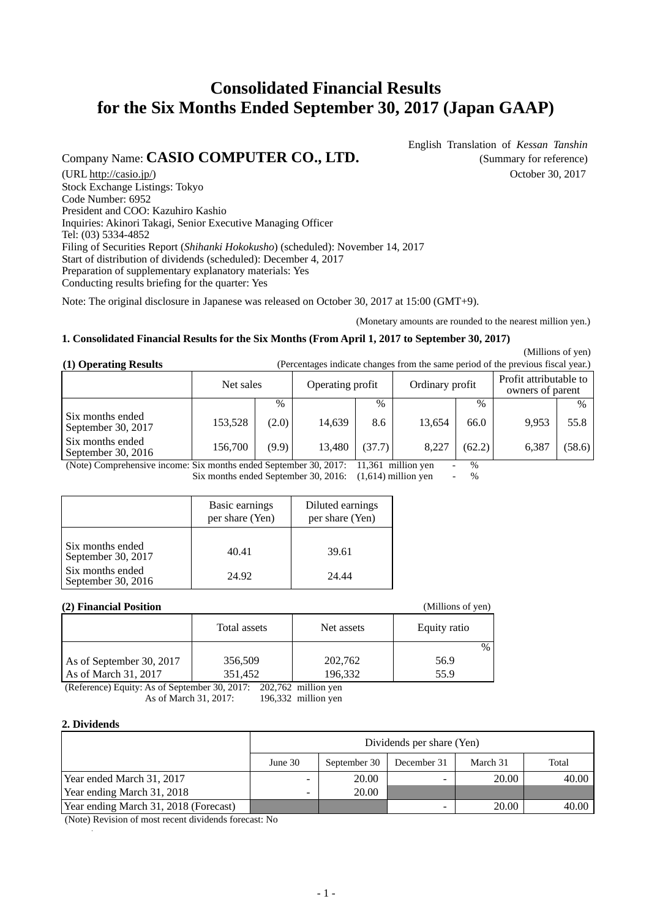# Consolidated Financial Results for the Six Months Ended September 30, 2017 (Japan GAAP)

English Translation of *Kessan Tanshin*
(Summary for reference)
October 30, 2017

Company Name: **CASIO COMPUTER CO., LTD.**
(URL http://casio.jp/)
Stock Exchange Listings: Tokyo
Code Number: 6952
President and COO: Kazuhiro Kashio
Inquiries: Akinori Takagi, Senior Executive Managing Officer
Tel: (03) 5334-4852
Filing of Securities Report (*Shihanki Hokokusho*) (scheduled): November 14, 2017
Start of distribution of dividends (scheduled): December 4, 2017
Preparation of supplementary explanatory materials: Yes
Conducting results briefing for the quarter: Yes

Note: The original disclosure in Japanese was released on October 30, 2017 at 15:00 (GMT+9).

(Monetary amounts are rounded to the nearest million yen.)

### 1. Consolidated Financial Results for the Six Months (From April 1, 2017 to September 30, 2017)

(Millions of yen)

**(1) Operating Results** (Percentages indicate changes from the same period of the previous fiscal year.)

| | Net sales | | Operating profit | | Ordinary profit | | Profit attributable to owners of parent | |
|---|---|---|---|---|---|---|---|---|
| | | % | | % | | % | | % |
| Six months ended September 30, 2017 | 153,528 | (2.0) | 14,639 | 8.6 | 13,654 | 66.0 | 9,953 | 55.8 |
| Six months ended September 30, 2016 | 156,700 | (9.9) | 13,480 | (37.7) | 8,227 | (62.2) | 6,387 | (58.6) |

(Note) Comprehensive income: Six months ended September 30, 2017: 11,361 million yen - %
Six months ended September 30, 2016: (1,614) million yen - %

| | Basic earnings per share (Yen) | Diluted earnings per share (Yen) |
|---|---|---|
| Six months ended September 30, 2017 | 40.41 | 39.61 |
| Six months ended September 30, 2016 | 24.92 | 24.44 |

**(2) Financial Position** (Millions of yen)

| | Total assets | Net assets | Equity ratio |
|---|---|---|---|
| | | | % |
| As of September 30, 2017 | 356,509 | 202,762 | 56.9 |
| As of March 31, 2017 | 351,452 | 196,332 | 55.9 |

(Reference) Equity: As of September 30, 2017: 202,762 million yen
As of March 31, 2017: 196,332 million yen

### 2. Dividends

| | Dividends per share (Yen) | | | | |
|---|---|---|---|---|---|
| | June 30 | September 30 | December 31 | March 31 | Total |
| Year ended March 31, 2017 | - | 20.00 | - | 20.00 | 40.00 |
| Year ending March 31, 2018 | - | 20.00 | | | |
| Year ending March 31, 2018 (Forecast) | | | - | 20.00 | 40.00 |

(Note) Revision of most recent dividends forecast: No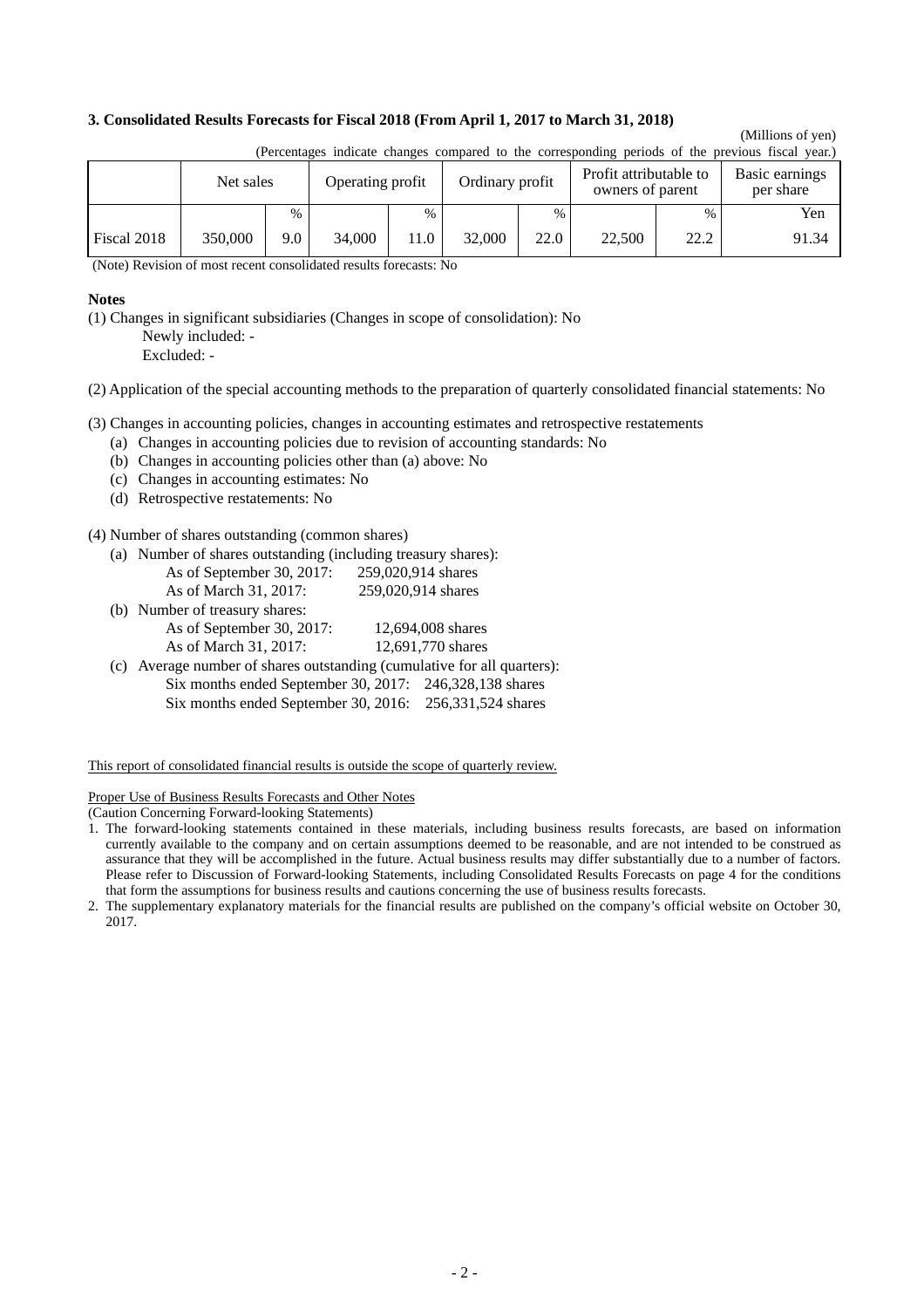### 3. Consolidated Results Forecasts for Fiscal 2018 (From April 1, 2017 to March 31, 2018)

(Millions of yen)

(Percentages indicate changes compared to the corresponding periods of the previous fiscal year.)

| | Net sales | | Operating profit | | Ordinary profit | | Profit attributable to owners of parent | | Basic earnings per share |
|---|---|---|---|---|---|---|---|---|---|
| | | % | | % | | % | | % | Yen |
| Fiscal 2018 | 350,000 | 9.0 | 34,000 | 11.0 | 32,000 | 22.0 | 22,500 | 22.2 | 91.34 |

(Note) Revision of most recent consolidated results forecasts: No

**Notes**

(1) Changes in significant subsidiaries (Changes in scope of consolidation): No
 Newly included: -
 Excluded: -

(2) Application of the special accounting methods to the preparation of quarterly consolidated financial statements: No

(3) Changes in accounting policies, changes in accounting estimates and retrospective restatements
 (a) Changes in accounting policies due to revision of accounting standards: No
 (b) Changes in accounting policies other than (a) above: No
 (c) Changes in accounting estimates: No
 (d) Retrospective restatements: No

(4) Number of shares outstanding (common shares)
 (a) Number of shares outstanding (including treasury shares):
  As of September 30, 2017: 259,020,914 shares
  As of March 31, 2017: 259,020,914 shares
 (b) Number of treasury shares:
  As of September 30, 2017: 12,694,008 shares
  As of March 31, 2017: 12,691,770 shares
 (c) Average number of shares outstanding (cumulative for all quarters):
  Six months ended September 30, 2017: 246,328,138 shares
  Six months ended September 30, 2016: 256,331,524 shares

This report of consolidated financial results is outside the scope of quarterly review.

Proper Use of Business Results Forecasts and Other Notes
(Caution Concerning Forward-looking Statements)

1. The forward-looking statements contained in these materials, including business results forecasts, are based on information currently available to the company and on certain assumptions deemed to be reasonable, and are not intended to be construed as assurance that they will be accomplished in the future. Actual business results may differ substantially due to a number of factors. Please refer to Discussion of Forward-looking Statements, including Consolidated Results Forecasts on page 4 for the conditions that form the assumptions for business results and cautions concerning the use of business results forecasts.
2. The supplementary explanatory materials for the financial results are published on the company's official website on October 30, 2017.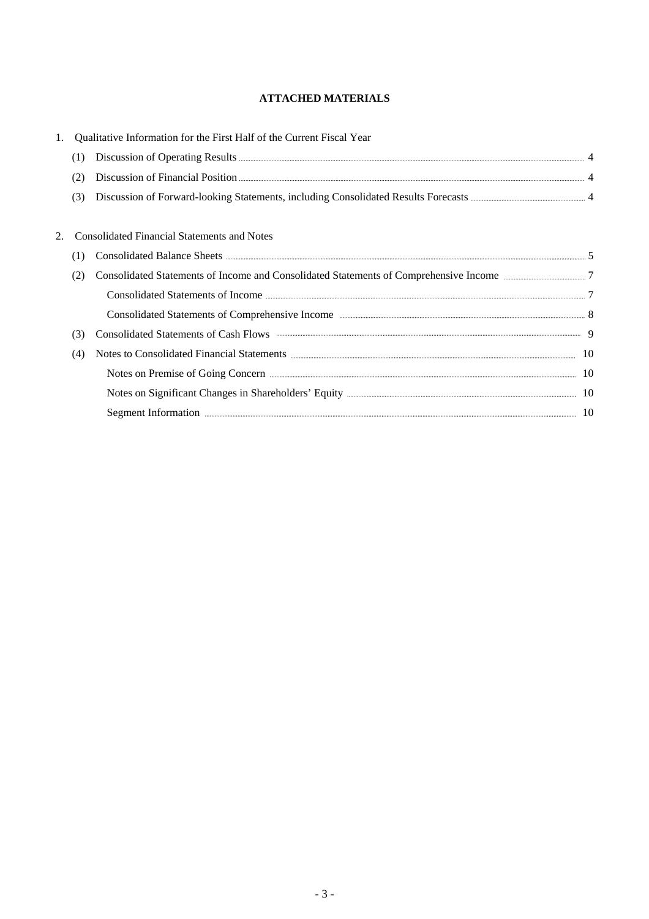# ATTACHED MATERIALS

1. Qualitative Information for the First Half of the Current Fiscal Year
   - (1) Discussion of Operating Results ..... 4
   - (2) Discussion of Financial Position ..... 4
   - (3) Discussion of Forward-looking Statements, including Consolidated Results Forecasts ..... 4

2. Consolidated Financial Statements and Notes
   - (1) Consolidated Balance Sheets ..... 5
   - (2) Consolidated Statements of Income and Consolidated Statements of Comprehensive Income ..... 7
     - Consolidated Statements of Income ..... 7
     - Consolidated Statements of Comprehensive Income ..... 8
   - (3) Consolidated Statements of Cash Flows ..... 9
   - (4) Notes to Consolidated Financial Statements ..... 10
     - Notes on Premise of Going Concern ..... 10
     - Notes on Significant Changes in Shareholders' Equity ..... 10
     - Segment Information ..... 10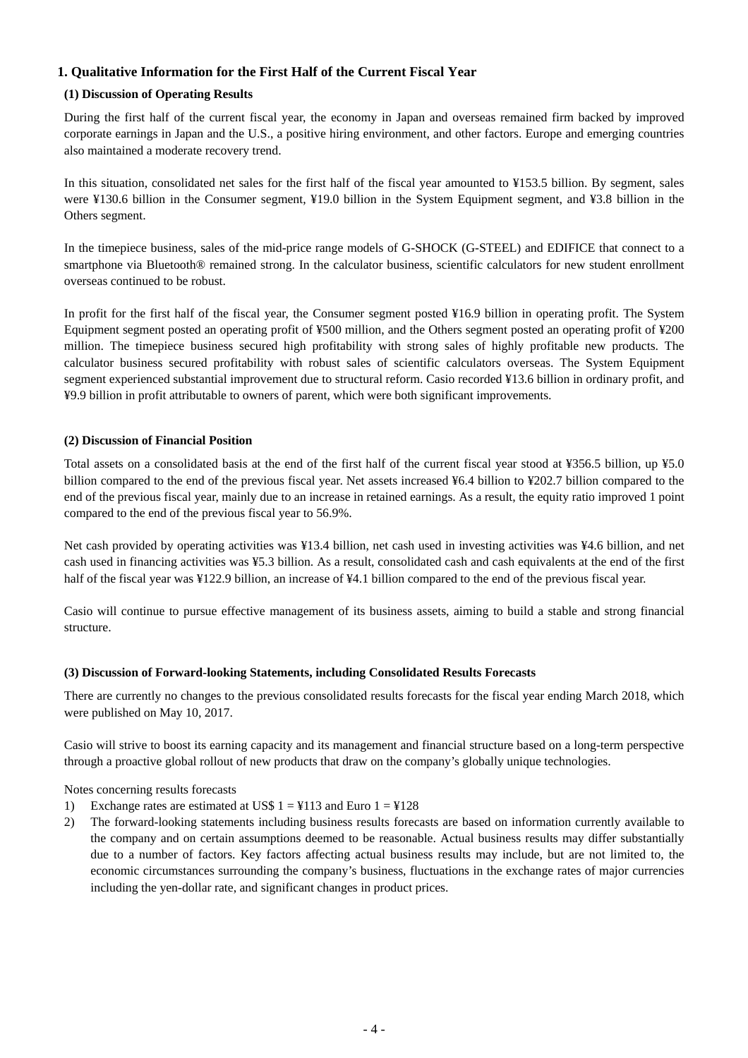## 1. Qualitative Information for the First Half of the Current Fiscal Year

### (1) Discussion of Operating Results

During the first half of the current fiscal year, the economy in Japan and overseas remained firm backed by improved corporate earnings in Japan and the U.S., a positive hiring environment, and other factors. Europe and emerging countries also maintained a moderate recovery trend.

In this situation, consolidated net sales for the first half of the fiscal year amounted to ¥153.5 billion. By segment, sales were ¥130.6 billion in the Consumer segment, ¥19.0 billion in the System Equipment segment, and ¥3.8 billion in the Others segment.

In the timepiece business, sales of the mid-price range models of G-SHOCK (G-STEEL) and EDIFICE that connect to a smartphone via Bluetooth® remained strong. In the calculator business, scientific calculators for new student enrollment overseas continued to be robust.

In profit for the first half of the fiscal year, the Consumer segment posted ¥16.9 billion in operating profit. The System Equipment segment posted an operating profit of ¥500 million, and the Others segment posted an operating profit of ¥200 million. The timepiece business secured high profitability with strong sales of highly profitable new products. The calculator business secured profitability with robust sales of scientific calculators overseas. The System Equipment segment experienced substantial improvement due to structural reform. Casio recorded ¥13.6 billion in ordinary profit, and ¥9.9 billion in profit attributable to owners of parent, which were both significant improvements.

### (2) Discussion of Financial Position

Total assets on a consolidated basis at the end of the first half of the current fiscal year stood at ¥356.5 billion, up ¥5.0 billion compared to the end of the previous fiscal year. Net assets increased ¥6.4 billion to ¥202.7 billion compared to the end of the previous fiscal year, mainly due to an increase in retained earnings. As a result, the equity ratio improved 1 point compared to the end of the previous fiscal year to 56.9%.

Net cash provided by operating activities was ¥13.4 billion, net cash used in investing activities was ¥4.6 billion, and net cash used in financing activities was ¥5.3 billion. As a result, consolidated cash and cash equivalents at the end of the first half of the fiscal year was ¥122.9 billion, an increase of ¥4.1 billion compared to the end of the previous fiscal year.

Casio will continue to pursue effective management of its business assets, aiming to build a stable and strong financial structure.

### (3) Discussion of Forward-looking Statements, including Consolidated Results Forecasts

There are currently no changes to the previous consolidated results forecasts for the fiscal year ending March 2018, which were published on May 10, 2017.

Casio will strive to boost its earning capacity and its management and financial structure based on a long-term perspective through a proactive global rollout of new products that draw on the company's globally unique technologies.

Notes concerning results forecasts

1) Exchange rates are estimated at US$ 1 = ¥113 and Euro 1 = ¥128
2) The forward-looking statements including business results forecasts are based on information currently available to the company and on certain assumptions deemed to be reasonable. Actual business results may differ substantially due to a number of factors. Key factors affecting actual business results may include, but are not limited to, the economic circumstances surrounding the company's business, fluctuations in the exchange rates of major currencies including the yen-dollar rate, and significant changes in product prices.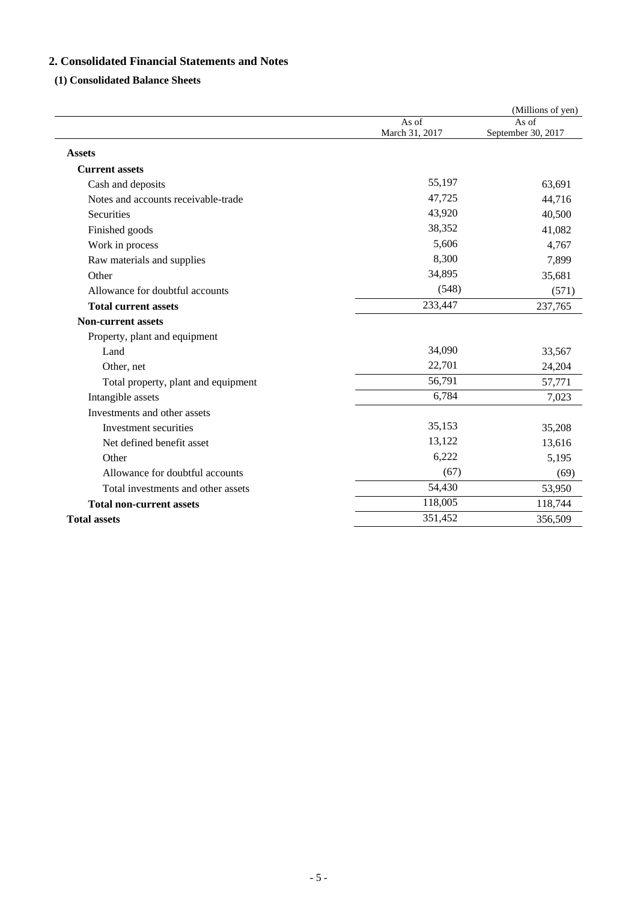## 2. Consolidated Financial Statements and Notes

### (1) Consolidated Balance Sheets

(Millions of yen)

| | As of March 31, 2017 | As of September 30, 2017 |
|---|---|---|
| **Assets** | | |
| **Current assets** | | |
| Cash and deposits | 55,197 | 63,691 |
| Notes and accounts receivable-trade | 47,725 | 44,716 |
| Securities | 43,920 | 40,500 |
| Finished goods | 38,352 | 41,082 |
| Work in process | 5,606 | 4,767 |
| Raw materials and supplies | 8,300 | 7,899 |
| Other | 34,895 | 35,681 |
| Allowance for doubtful accounts | (548) | (571) |
| **Total current assets** | 233,447 | 237,765 |
| **Non-current assets** | | |
| Property, plant and equipment | | |
| Land | 34,090 | 33,567 |
| Other, net | 22,701 | 24,204 |
| Total property, plant and equipment | 56,791 | 57,771 |
| Intangible assets | 6,784 | 7,023 |
| Investments and other assets | | |
| Investment securities | 35,153 | 35,208 |
| Net defined benefit asset | 13,122 | 13,616 |
| Other | 6,222 | 5,195 |
| Allowance for doubtful accounts | (67) | (69) |
| Total investments and other assets | 54,430 | 53,950 |
| **Total non-current assets** | 118,005 | 118,744 |
| **Total assets** | 351,452 | 356,509 |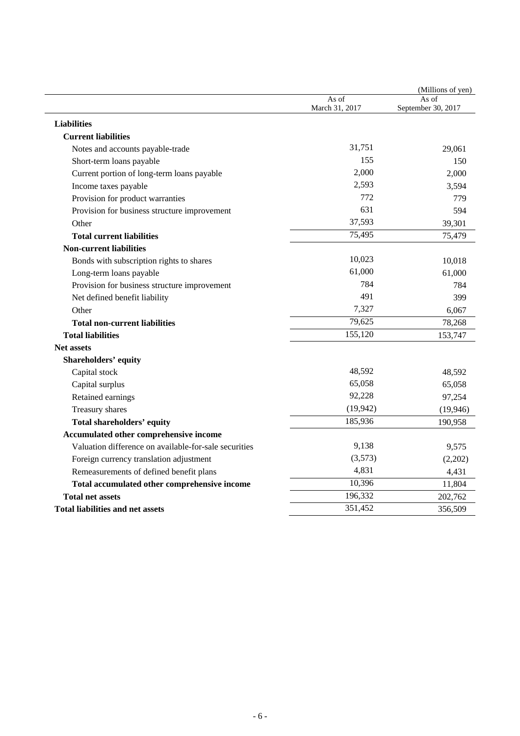(Millions of yen)

| | As of March 31, 2017 | As of September 30, 2017 |
|---|---|---|
| **Liabilities** | | |
| **Current liabilities** | | |
| Notes and accounts payable-trade | 31,751 | 29,061 |
| Short-term loans payable | 155 | 150 |
| Current portion of long-term loans payable | 2,000 | 2,000 |
| Income taxes payable | 2,593 | 3,594 |
| Provision for product warranties | 772 | 779 |
| Provision for business structure improvement | 631 | 594 |
| Other | 37,593 | 39,301 |
| **Total current liabilities** | 75,495 | 75,479 |
| **Non-current liabilities** | | |
| Bonds with subscription rights to shares | 10,023 | 10,018 |
| Long-term loans payable | 61,000 | 61,000 |
| Provision for business structure improvement | 784 | 784 |
| Net defined benefit liability | 491 | 399 |
| Other | 7,327 | 6,067 |
| **Total non-current liabilities** | 79,625 | 78,268 |
| **Total liabilities** | 155,120 | 153,747 |
| **Net assets** | | |
| **Shareholders' equity** | | |
| Capital stock | 48,592 | 48,592 |
| Capital surplus | 65,058 | 65,058 |
| Retained earnings | 92,228 | 97,254 |
| Treasury shares | (19,942) | (19,946) |
| **Total shareholders' equity** | 185,936 | 190,958 |
| **Accumulated other comprehensive income** | | |
| Valuation difference on available-for-sale securities | 9,138 | 9,575 |
| Foreign currency translation adjustment | (3,573) | (2,202) |
| Remeasurements of defined benefit plans | 4,831 | 4,431 |
| **Total accumulated other comprehensive income** | 10,396 | 11,804 |
| **Total net assets** | 196,332 | 202,762 |
| **Total liabilities and net assets** | 351,452 | 356,509 |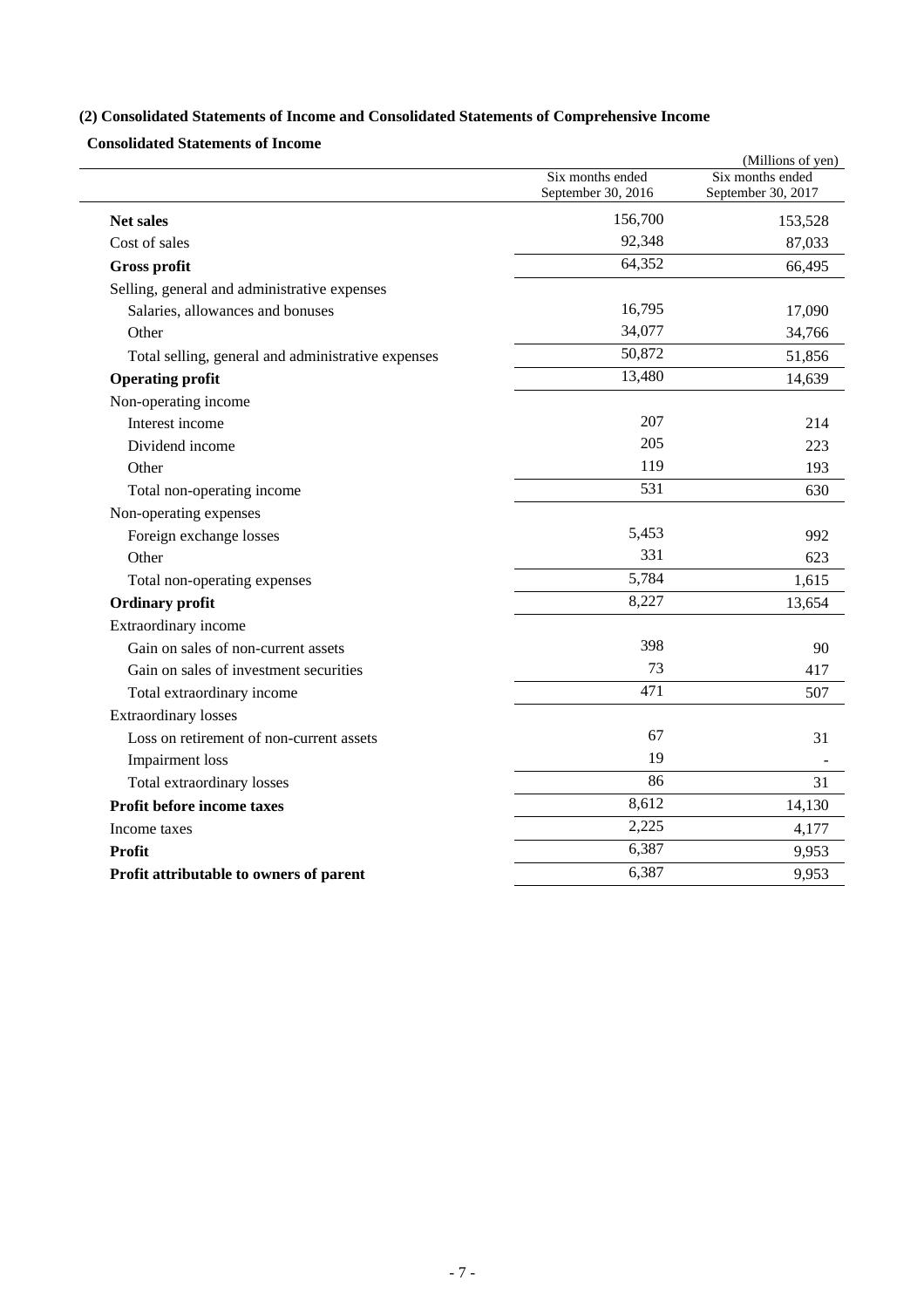### (2) Consolidated Statements of Income and Consolidated Statements of Comprehensive Income

#### Consolidated Statements of Income

(Millions of yen)

| | Six months ended September 30, 2016 | Six months ended September 30, 2017 |
|---|---|---|
| **Net sales** | 156,700 | 153,528 |
| Cost of sales | 92,348 | 87,033 |
| **Gross profit** | 64,352 | 66,495 |
| Selling, general and administrative expenses | | |
| Salaries, allowances and bonuses | 16,795 | 17,090 |
| Other | 34,077 | 34,766 |
| Total selling, general and administrative expenses | 50,872 | 51,856 |
| **Operating profit** | 13,480 | 14,639 |
| Non-operating income | | |
| Interest income | 207 | 214 |
| Dividend income | 205 | 223 |
| Other | 119 | 193 |
| Total non-operating income | 531 | 630 |
| Non-operating expenses | | |
| Foreign exchange losses | 5,453 | 992 |
| Other | 331 | 623 |
| Total non-operating expenses | 5,784 | 1,615 |
| **Ordinary profit** | 8,227 | 13,654 |
| Extraordinary income | | |
| Gain on sales of non-current assets | 398 | 90 |
| Gain on sales of investment securities | 73 | 417 |
| Total extraordinary income | 471 | 507 |
| Extraordinary losses | | |
| Loss on retirement of non-current assets | 67 | 31 |
| Impairment loss | 19 | - |
| Total extraordinary losses | 86 | 31 |
| **Profit before income taxes** | 8,612 | 14,130 |
| Income taxes | 2,225 | 4,177 |
| **Profit** | 6,387 | 9,953 |
| **Profit attributable to owners of parent** | 6,387 | 9,953 |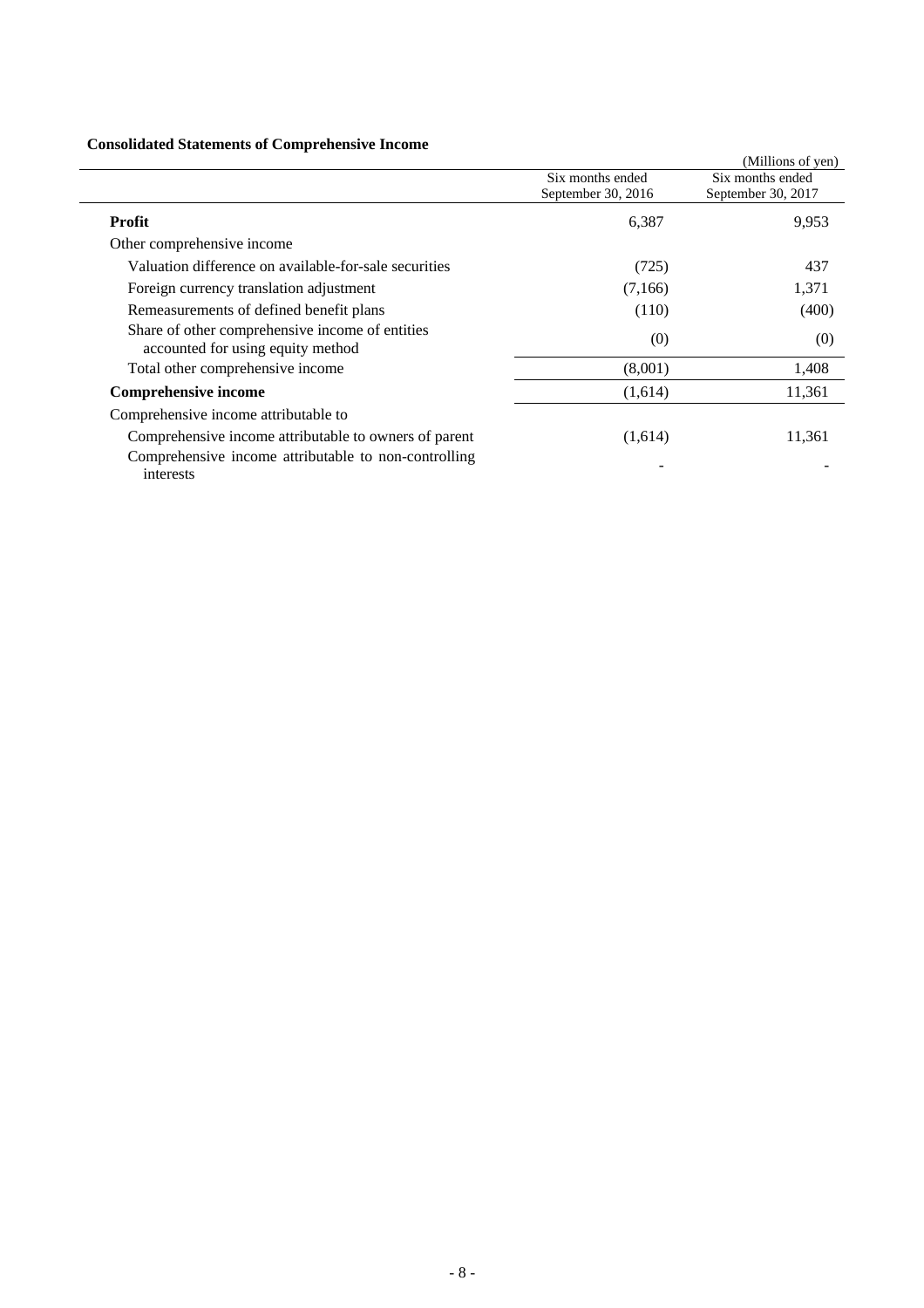**Consolidated Statements of Comprehensive Income**

(Millions of yen)

| | Six months ended September 30, 2016 | Six months ended September 30, 2017 |
|---|---|---|
| **Profit** | 6,387 | 9,953 |
| Other comprehensive income | | |
| Valuation difference on available-for-sale securities | (725) | 437 |
| Foreign currency translation adjustment | (7,166) | 1,371 |
| Remeasurements of defined benefit plans | (110) | (400) |
| Share of other comprehensive income of entities accounted for using equity method | (0) | (0) |
| Total other comprehensive income | (8,001) | 1,408 |
| **Comprehensive income** | (1,614) | 11,361 |
| Comprehensive income attributable to | | |
| Comprehensive income attributable to owners of parent | (1,614) | 11,361 |
| Comprehensive income attributable to non-controlling interests | - | - |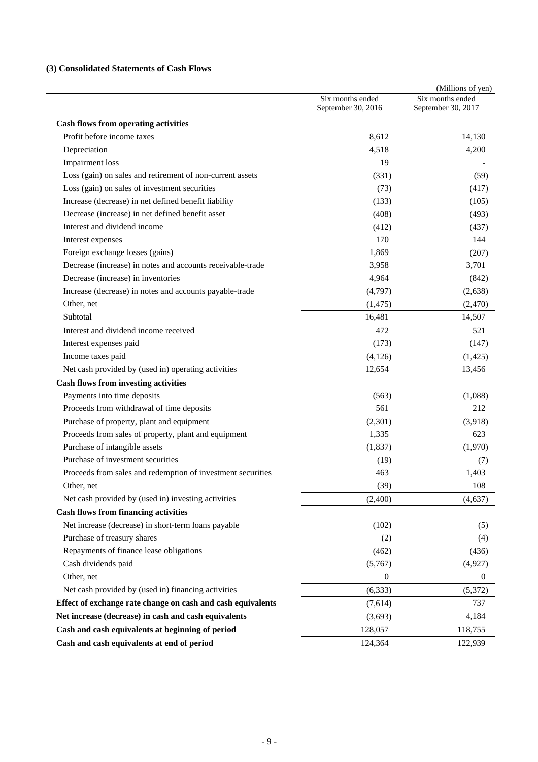### (3) Consolidated Statements of Cash Flows

(Millions of yen)

| | Six months ended September 30, 2016 | Six months ended September 30, 2017 |
|---|---|---|
| **Cash flows from operating activities** | | |
| Profit before income taxes | 8,612 | 14,130 |
| Depreciation | 4,518 | 4,200 |
| Impairment loss | 19 | - |
| Loss (gain) on sales and retirement of non-current assets | (331) | (59) |
| Loss (gain) on sales of investment securities | (73) | (417) |
| Increase (decrease) in net defined benefit liability | (133) | (105) |
| Decrease (increase) in net defined benefit asset | (408) | (493) |
| Interest and dividend income | (412) | (437) |
| Interest expenses | 170 | 144 |
| Foreign exchange losses (gains) | 1,869 | (207) |
| Decrease (increase) in notes and accounts receivable-trade | 3,958 | 3,701 |
| Decrease (increase) in inventories | 4,964 | (842) |
| Increase (decrease) in notes and accounts payable-trade | (4,797) | (2,638) |
| Other, net | (1,475) | (2,470) |
| Subtotal | 16,481 | 14,507 |
| Interest and dividend income received | 472 | 521 |
| Interest expenses paid | (173) | (147) |
| Income taxes paid | (4,126) | (1,425) |
| Net cash provided by (used in) operating activities | 12,654 | 13,456 |
| **Cash flows from investing activities** | | |
| Payments into time deposits | (563) | (1,088) |
| Proceeds from withdrawal of time deposits | 561 | 212 |
| Purchase of property, plant and equipment | (2,301) | (3,918) |
| Proceeds from sales of property, plant and equipment | 1,335 | 623 |
| Purchase of intangible assets | (1,837) | (1,970) |
| Purchase of investment securities | (19) | (7) |
| Proceeds from sales and redemption of investment securities | 463 | 1,403 |
| Other, net | (39) | 108 |
| Net cash provided by (used in) investing activities | (2,400) | (4,637) |
| **Cash flows from financing activities** | | |
| Net increase (decrease) in short-term loans payable | (102) | (5) |
| Purchase of treasury shares | (2) | (4) |
| Repayments of finance lease obligations | (462) | (436) |
| Cash dividends paid | (5,767) | (4,927) |
| Other, net | 0 | 0 |
| Net cash provided by (used in) financing activities | (6,333) | (5,372) |
| **Effect of exchange rate change on cash and cash equivalents** | (7,614) | 737 |
| **Net increase (decrease) in cash and cash equivalents** | (3,693) | 4,184 |
| **Cash and cash equivalents at beginning of period** | 128,057 | 118,755 |
| **Cash and cash equivalents at end of period** | 124,364 | 122,939 |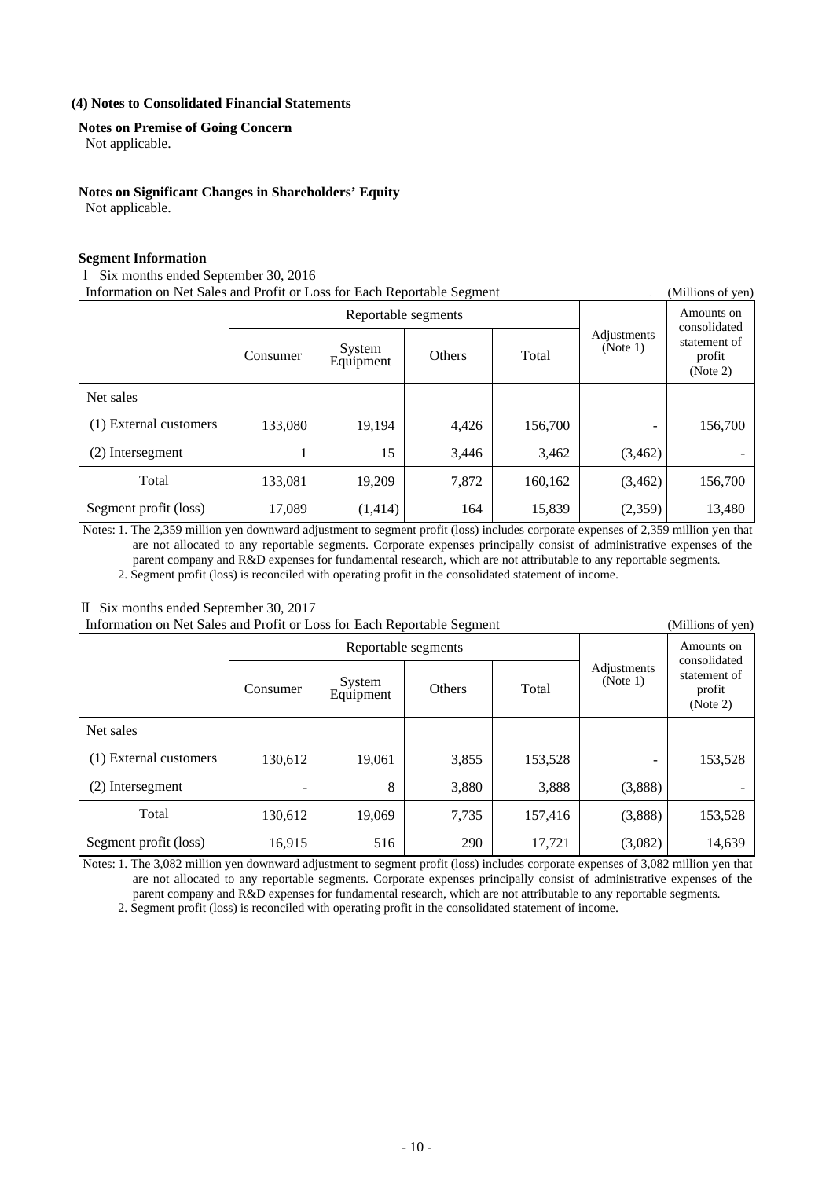#### (4) Notes to Consolidated Financial Statements

**Notes on Premise of Going Concern**

Not applicable.

**Notes on Significant Changes in Shareholders' Equity**

Not applicable.

**Segment Information**

Ⅰ Six months ended September 30, 2016

Information on Net Sales and Profit or Loss for Each Reportable Segment (Millions of yen)

| | Reportable segments | | | | Adjustments (Note 1) | Amounts on consolidated statement of profit (Note 2) |
|---|---|---|---|---|---|---|
| | Consumer | System Equipment | Others | Total | | |
| Net sales | | | | | | |
| (1) External customers | 133,080 | 19,194 | 4,426 | 156,700 | - | 156,700 |
| (2) Intersegment | 1 | 15 | 3,446 | 3,462 | (3,462) | - |
| Total | 133,081 | 19,209 | 7,872 | 160,162 | (3,462) | 156,700 |
| Segment profit (loss) | 17,089 | (1,414) | 164 | 15,839 | (2,359) | 13,480 |

Notes: 1. The 2,359 million yen downward adjustment to segment profit (loss) includes corporate expenses of 2,359 million yen that are not allocated to any reportable segments. Corporate expenses principally consist of administrative expenses of the parent company and R&D expenses for fundamental research, which are not attributable to any reportable segments.

2. Segment profit (loss) is reconciled with operating profit in the consolidated statement of income.

Ⅱ Six months ended September 30, 2017

Information on Net Sales and Profit or Loss for Each Reportable Segment (Millions of yen)

| | Reportable segments | | | | Adjustments (Note 1) | Amounts on consolidated statement of profit (Note 2) |
|---|---|---|---|---|---|---|
| | Consumer | System Equipment | Others | Total | | |
| Net sales | | | | | | |
| (1) External customers | 130,612 | 19,061 | 3,855 | 153,528 | - | 153,528 |
| (2) Intersegment | - | 8 | 3,880 | 3,888 | (3,888) | - |
| Total | 130,612 | 19,069 | 7,735 | 157,416 | (3,888) | 153,528 |
| Segment profit (loss) | 16,915 | 516 | 290 | 17,721 | (3,082) | 14,639 |

Notes: 1. The 3,082 million yen downward adjustment to segment profit (loss) includes corporate expenses of 3,082 million yen that are not allocated to any reportable segments. Corporate expenses principally consist of administrative expenses of the parent company and R&D expenses for fundamental research, which are not attributable to any reportable segments.

2. Segment profit (loss) is reconciled with operating profit in the consolidated statement of income.